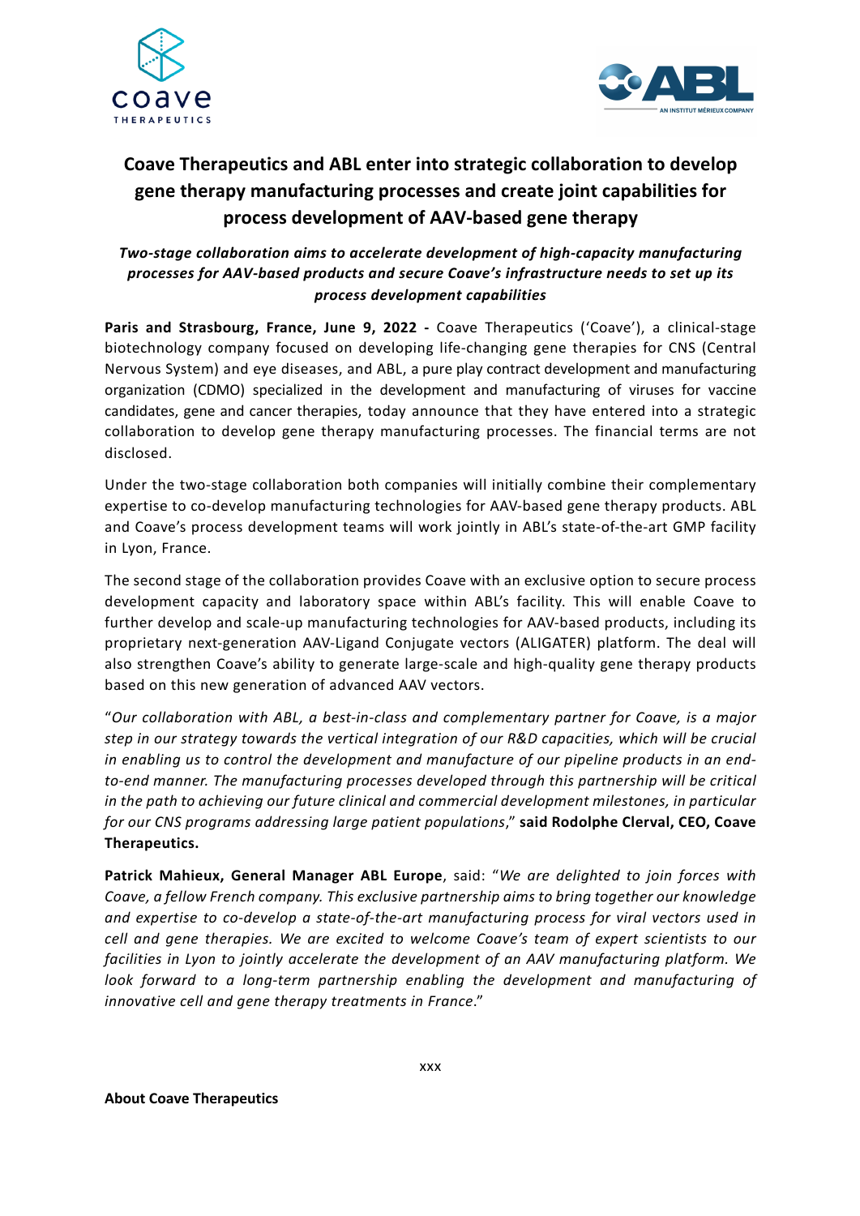# Coave Therapeutics and ABL enter into strategic collaboration to develop gene therapy manufacturing processes and create joint capabilities for process development of AAV-based gene therapy

***Two-stage collaboration aims to accelerate development of high-capacity manufacturing processes for AAV-based products and secure Coave's infrastructure needs to set up its process development capabilities***

**Paris and Strasbourg, France, June 9, 2022 -** Coave Therapeutics ('Coave'), a clinical-stage biotechnology company focused on developing life-changing gene therapies for CNS (Central Nervous System) and eye diseases, and ABL, a pure play contract development and manufacturing organization (CDMO) specialized in the development and manufacturing of viruses for vaccine candidates, gene and cancer therapies, today announce that they have entered into a strategic collaboration to develop gene therapy manufacturing processes. The financial terms are not disclosed.

Under the two-stage collaboration both companies will initially combine their complementary expertise to co-develop manufacturing technologies for AAV-based gene therapy products. ABL and Coave's process development teams will work jointly in ABL's state-of-the-art GMP facility in Lyon, France.

The second stage of the collaboration provides Coave with an exclusive option to secure process development capacity and laboratory space within ABL's facility. This will enable Coave to further develop and scale-up manufacturing technologies for AAV-based products, including its proprietary next-generation AAV-Ligand Conjugate vectors (ALIGATER) platform. The deal will also strengthen Coave's ability to generate large-scale and high-quality gene therapy products based on this new generation of advanced AAV vectors.

"*Our collaboration with ABL, a best-in-class and complementary partner for Coave, is a major step in our strategy towards the vertical integration of our R&D capacities, which will be crucial in enabling us to control the development and manufacture of our pipeline products in an end-to-end manner. The manufacturing processes developed through this partnership will be critical in the path to achieving our future clinical and commercial development milestones, in particular for our CNS programs addressing large patient populations*," **said Rodolphe Clerval, CEO, Coave Therapeutics.**

**Patrick Mahieux, General Manager ABL Europe**, said: "*We are delighted to join forces with Coave, a fellow French company. This exclusive partnership aims to bring together our knowledge and expertise to co-develop a state-of-the-art manufacturing process for viral vectors used in cell and gene therapies. We are excited to welcome Coave's team of expert scientists to our facilities in Lyon to jointly accelerate the development of an AAV manufacturing platform. We look forward to a long-term partnership enabling the development and manufacturing of innovative cell and gene therapy treatments in France*."

xxx

**About Coave Therapeutics**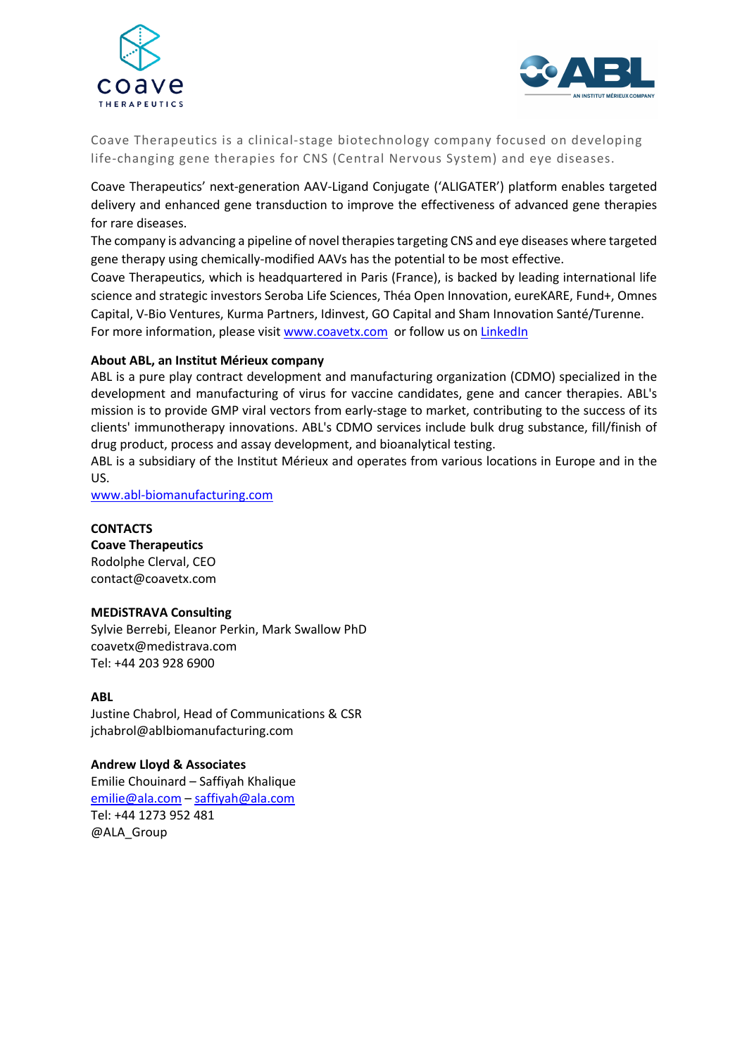Coave Therapeutics is a clinical-stage biotechnology company focused on developing life-changing gene therapies for CNS (Central Nervous System) and eye diseases.

Coave Therapeutics' next-generation AAV-Ligand Conjugate ('ALIGATER') platform enables targeted delivery and enhanced gene transduction to improve the effectiveness of advanced gene therapies for rare diseases.

The company is advancing a pipeline of novel therapies targeting CNS and eye diseases where targeted gene therapy using chemically-modified AAVs has the potential to be most effective.

Coave Therapeutics, which is headquartered in Paris (France), is backed by leading international life science and strategic investors Seroba Life Sciences, Théa Open Innovation, eureKARE, Fund+, Omnes Capital, V-Bio Ventures, Kurma Partners, Idinvest, GO Capital and Sham Innovation Santé/Turenne.

For more information, please visit [www.coavetx.com](www.coavetx.com) or follow us on [LinkedIn](LinkedIn)

**About ABL, an Institut Mérieux company**

ABL is a pure play contract development and manufacturing organization (CDMO) specialized in the development and manufacturing of virus for vaccine candidates, gene and cancer therapies. ABL's mission is to provide GMP viral vectors from early-stage to market, contributing to the success of its clients' immunotherapy innovations. ABL's CDMO services include bulk drug substance, fill/finish of drug product, process and assay development, and bioanalytical testing.

ABL is a subsidiary of the Institut Mérieux and operates from various locations in Europe and in the US.

[www.abl-biomanufacturing.com](www.abl-biomanufacturing.com)

**CONTACTS**

**Coave Therapeutics**
Rodolphe Clerval, CEO
contact@coavetx.com

**MEDiSTRAVA Consulting**
Sylvie Berrebi, Eleanor Perkin, Mark Swallow PhD
coavetx@medistrava.com
Tel: +44 203 928 6900

**ABL**
Justine Chabrol, Head of Communications & CSR
jchabrol@ablbiomanufacturing.com

**Andrew Lloyd & Associates**
Emilie Chouinard – Saffiyah Khalique
[emilie@ala.com](mailto:emilie@ala.com) – [saffiyah@ala.com](mailto:saffiyah@ala.com)
Tel: +44 1273 952 481
@ALA_Group